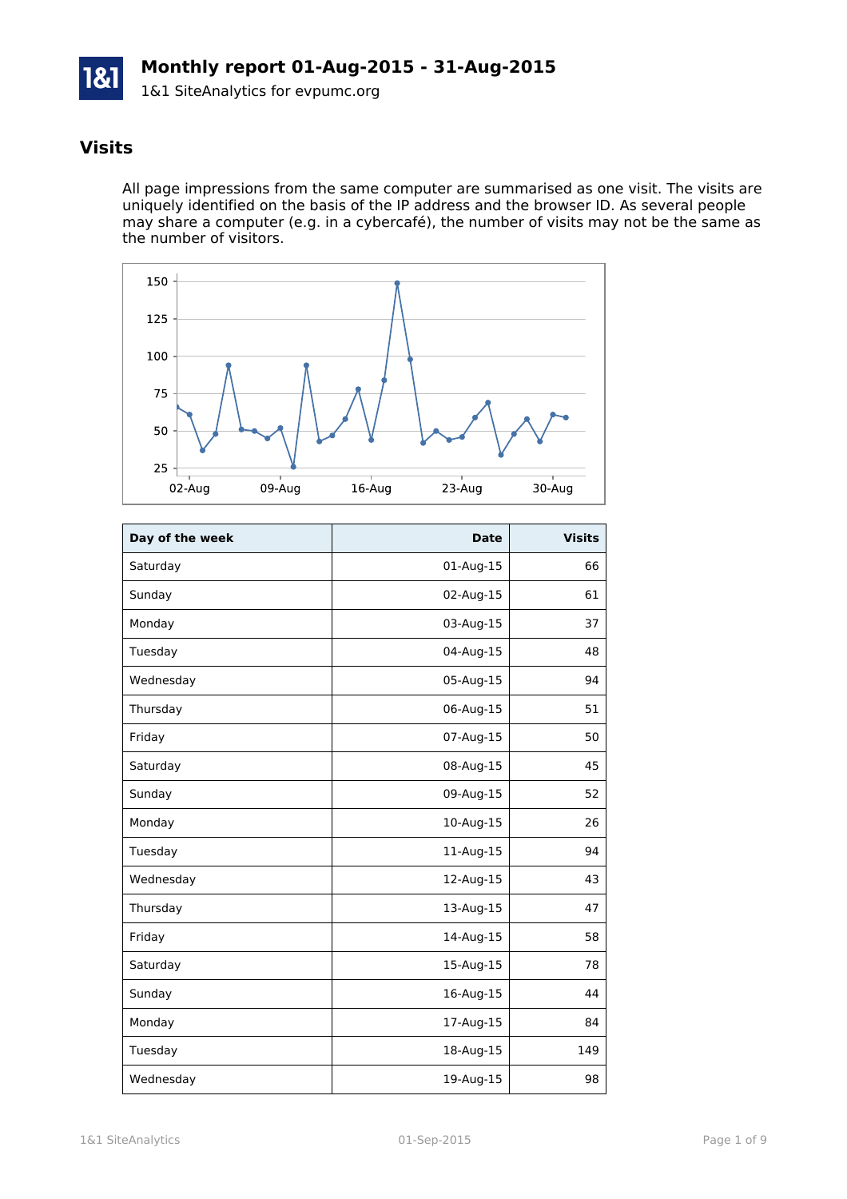# Monthly report 01-Aug-2015 - 31-Aug-2015

1&1 SiteAnalytics for evpumc.org

## Visits

All page impressions from the same computer are summarised as one visit. The visits are uniquely identified on the basis of the IP address and the browser ID. As several people may share a computer (e.g. in a cybercafé), the number of visits may not be the same as the number of visitors.

| Day of the week | Date | Visits |
|---|---:|---:|
| Saturday | 01-Aug-15 | 66 |
| Sunday | 02-Aug-15 | 61 |
| Monday | 03-Aug-15 | 37 |
| Tuesday | 04-Aug-15 | 48 |
| Wednesday | 05-Aug-15 | 94 |
| Thursday | 06-Aug-15 | 51 |
| Friday | 07-Aug-15 | 50 |
| Saturday | 08-Aug-15 | 45 |
| Sunday | 09-Aug-15 | 52 |
| Monday | 10-Aug-15 | 26 |
| Tuesday | 11-Aug-15 | 94 |
| Wednesday | 12-Aug-15 | 43 |
| Thursday | 13-Aug-15 | 47 |
| Friday | 14-Aug-15 | 58 |
| Saturday | 15-Aug-15 | 78 |
| Sunday | 16-Aug-15 | 44 |
| Monday | 17-Aug-15 | 84 |
| Tuesday | 18-Aug-15 | 149 |
| Wednesday | 19-Aug-15 | 98 |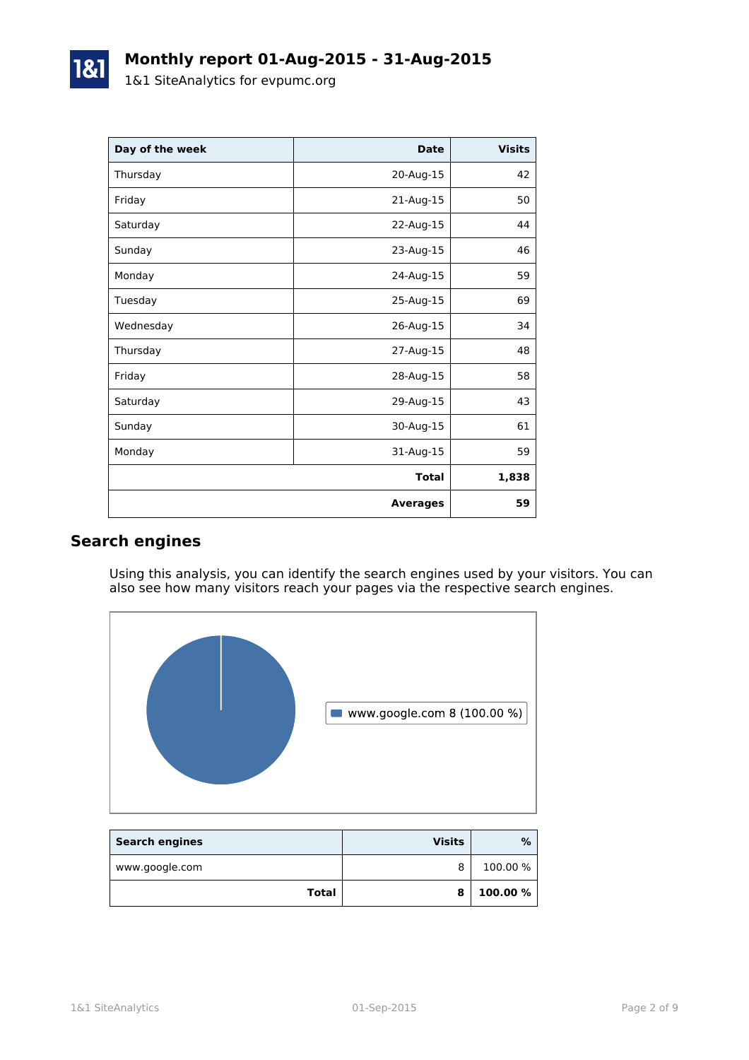# Monthly report 01-Aug-2015 - 31-Aug-2015

1&1 SiteAnalytics for evpumc.org

| Day of the week | Date | Visits |
|---|---:|---:|
| Thursday | 20-Aug-15 | 42 |
| Friday | 21-Aug-15 | 50 |
| Saturday | 22-Aug-15 | 44 |
| Sunday | 23-Aug-15 | 46 |
| Monday | 24-Aug-15 | 59 |
| Tuesday | 25-Aug-15 | 69 |
| Wednesday | 26-Aug-15 | 34 |
| Thursday | 27-Aug-15 | 48 |
| Friday | 28-Aug-15 | 58 |
| Saturday | 29-Aug-15 | 43 |
| Sunday | 30-Aug-15 | 61 |
| Monday | 31-Aug-15 | 59 |
| | **Total** | **1,838** |
| | **Averages** | **59** |

## Search engines

Using this analysis, you can identify the search engines used by your visitors. You can also see how many visitors reach your pages via the respective search engines.

www.google.com 8 (100.00 %)

| Search engines | Visits | % |
|---|---:|---:|
| www.google.com | 8 | 100.00 % |
| **Total** | **8** | **100.00 %** |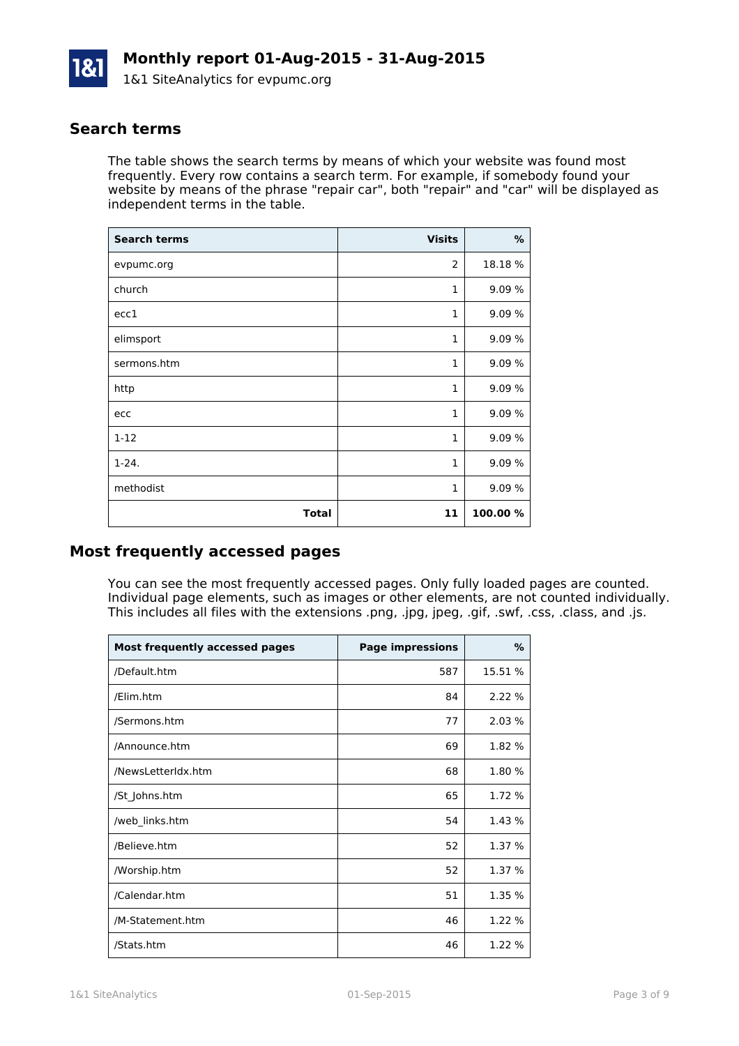# Monthly report 01-Aug-2015 - 31-Aug-2015

1&1 SiteAnalytics for evpumc.org

## Search terms

The table shows the search terms by means of which your website was found most frequently. Every row contains a search term. For example, if somebody found your website by means of the phrase "repair car", both "repair" and "car" will be displayed as independent terms in the table.

| Search terms | Visits | % |
|---|---:|---:|
| evpumc.org | 2 | 18.18 % |
| church | 1 | 9.09 % |
| ecc1 | 1 | 9.09 % |
| elimsport | 1 | 9.09 % |
| sermons.htm | 1 | 9.09 % |
| http | 1 | 9.09 % |
| ecc | 1 | 9.09 % |
| 1-12 | 1 | 9.09 % |
| 1-24. | 1 | 9.09 % |
| methodist | 1 | 9.09 % |
| **Total** | **11** | **100.00 %** |

## Most frequently accessed pages

You can see the most frequently accessed pages. Only fully loaded pages are counted. Individual page elements, such as images or other elements, are not counted individually. This includes all files with the extensions .png, .jpg, jpeg, .gif, .swf, .css, .class, and .js.

| Most frequently accessed pages | Page impressions | % |
|---|---:|---:|
| /Default.htm | 587 | 15.51 % |
| /Elim.htm | 84 | 2.22 % |
| /Sermons.htm | 77 | 2.03 % |
| /Announce.htm | 69 | 1.82 % |
| /NewsLetterIdx.htm | 68 | 1.80 % |
| /St_Johns.htm | 65 | 1.72 % |
| /web_links.htm | 54 | 1.43 % |
| /Believe.htm | 52 | 1.37 % |
| /Worship.htm | 52 | 1.37 % |
| /Calendar.htm | 51 | 1.35 % |
| /M-Statement.htm | 46 | 1.22 % |
| /Stats.htm | 46 | 1.22 % |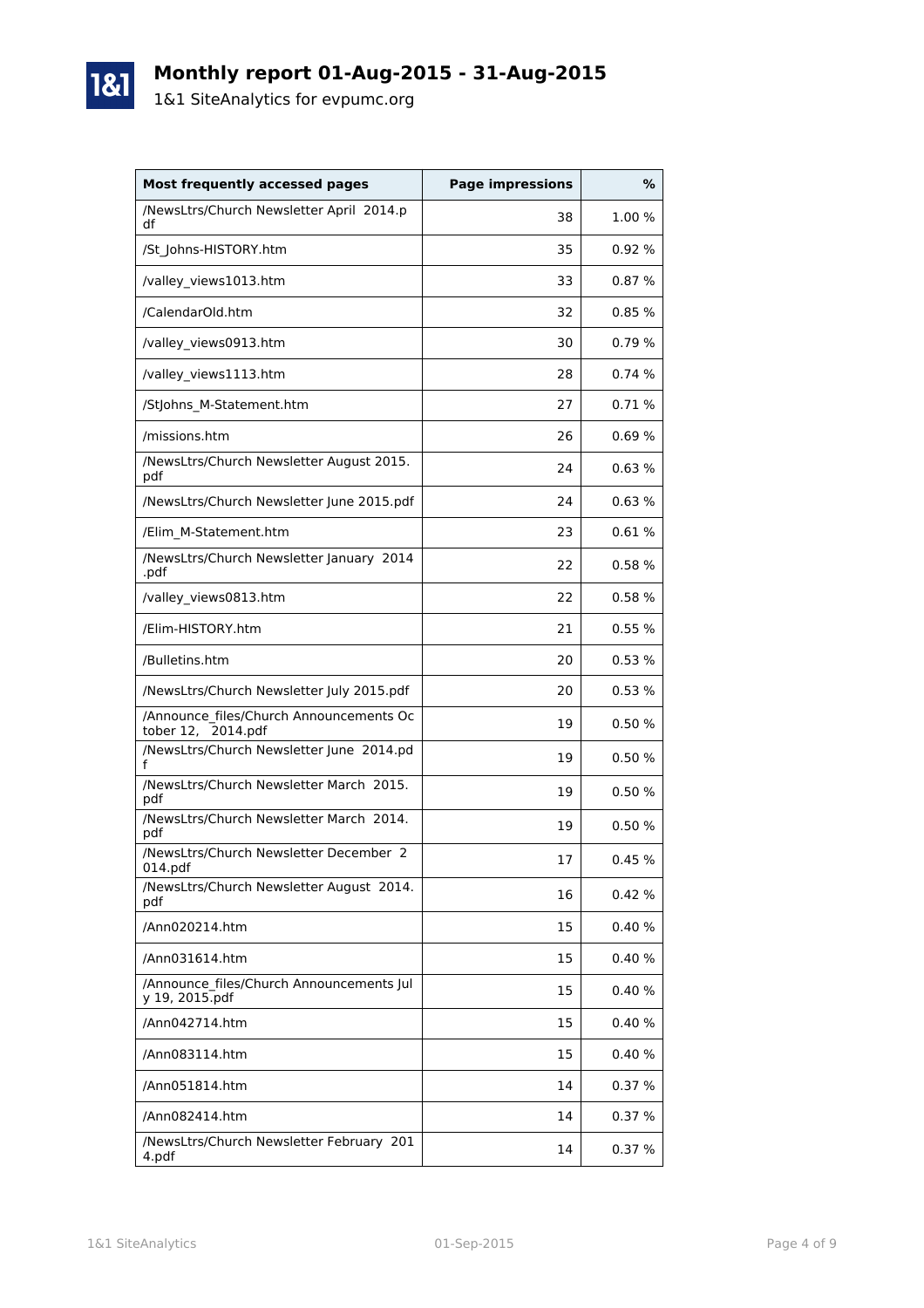# Monthly report 01-Aug-2015 - 31-Aug-2015

1&1 SiteAnalytics for evpumc.org

| Most frequently accessed pages | Page impressions | % |
|---|---|---|
| /NewsLtrs/Church Newsletter April 2014.pdf | 38 | 1.00 % |
| /St_Johns-HISTORY.htm | 35 | 0.92 % |
| /valley_views1013.htm | 33 | 0.87 % |
| /CalendarOld.htm | 32 | 0.85 % |
| /valley_views0913.htm | 30 | 0.79 % |
| /valley_views1113.htm | 28 | 0.74 % |
| /StJohns_M-Statement.htm | 27 | 0.71 % |
| /missions.htm | 26 | 0.69 % |
| /NewsLtrs/Church Newsletter August 2015.pdf | 24 | 0.63 % |
| /NewsLtrs/Church Newsletter June 2015.pdf | 24 | 0.63 % |
| /Elim_M-Statement.htm | 23 | 0.61 % |
| /NewsLtrs/Church Newsletter January 2014.pdf | 22 | 0.58 % |
| /valley_views0813.htm | 22 | 0.58 % |
| /Elim-HISTORY.htm | 21 | 0.55 % |
| /Bulletins.htm | 20 | 0.53 % |
| /NewsLtrs/Church Newsletter July 2015.pdf | 20 | 0.53 % |
| /Announce_files/Church Announcements October 12, 2014.pdf | 19 | 0.50 % |
| /NewsLtrs/Church Newsletter June 2014.pdf | 19 | 0.50 % |
| /NewsLtrs/Church Newsletter March 2015.pdf | 19 | 0.50 % |
| /NewsLtrs/Church Newsletter March 2014.pdf | 19 | 0.50 % |
| /NewsLtrs/Church Newsletter December 2014.pdf | 17 | 0.45 % |
| /NewsLtrs/Church Newsletter August 2014.pdf | 16 | 0.42 % |
| /Ann020214.htm | 15 | 0.40 % |
| /Ann031614.htm | 15 | 0.40 % |
| /Announce_files/Church Announcements July 19, 2015.pdf | 15 | 0.40 % |
| /Ann042714.htm | 15 | 0.40 % |
| /Ann083114.htm | 15 | 0.40 % |
| /Ann051814.htm | 14 | 0.37 % |
| /Ann082414.htm | 14 | 0.37 % |
| /NewsLtrs/Church Newsletter February 2014.pdf | 14 | 0.37 % |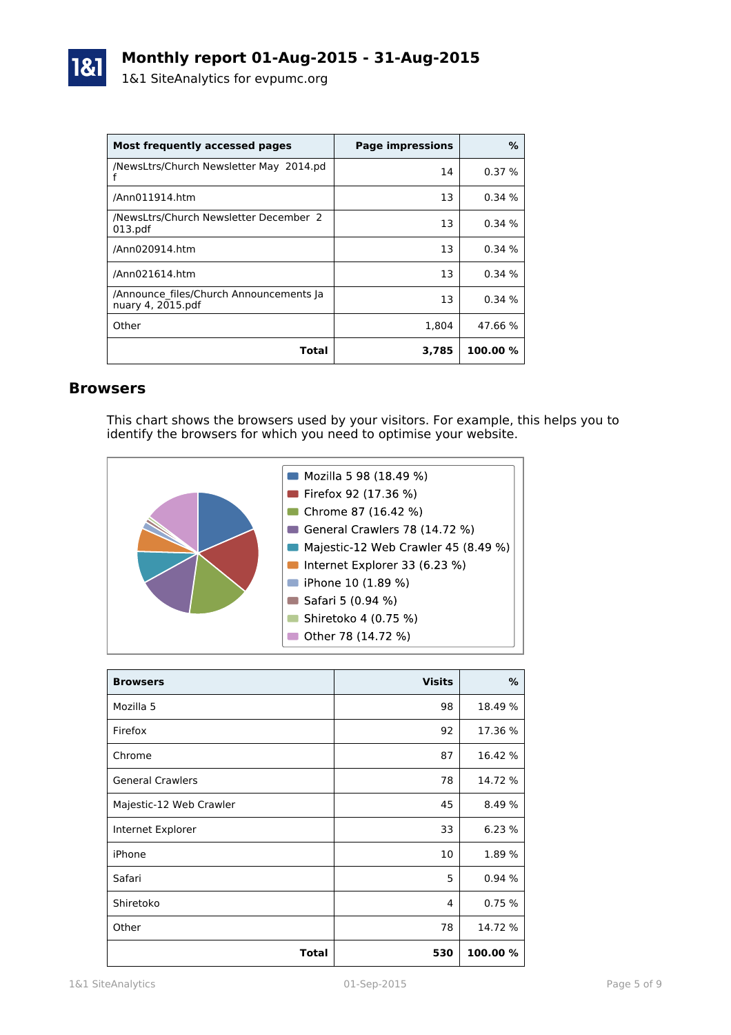# Monthly report 01-Aug-2015 - 31-Aug-2015

1&1 SiteAnalytics for evpumc.org

| Most frequently accessed pages | Page impressions | % |
|---|---|---|
| /NewsLtrs/Church Newsletter May 2014.pdf | 14 | 0.37 % |
| /Ann011914.htm | 13 | 0.34 % |
| /NewsLtrs/Church Newsletter December 2013.pdf | 13 | 0.34 % |
| /Ann020914.htm | 13 | 0.34 % |
| /Ann021614.htm | 13 | 0.34 % |
| /Announce_files/Church Announcements January 4, 2015.pdf | 13 | 0.34 % |
| Other | 1,804 | 47.66 % |
| **Total** | **3,785** | **100.00 %** |

## Browsers

This chart shows the browsers used by your visitors. For example, this helps you to identify the browsers for which you need to optimise your website.

- Mozilla 5 98 (18.49 %)
- Firefox 92 (17.36 %)
- Chrome 87 (16.42 %)
- General Crawlers 78 (14.72 %)
- Majestic-12 Web Crawler 45 (8.49 %)
- Internet Explorer 33 (6.23 %)
- iPhone 10 (1.89 %)
- Safari 5 (0.94 %)
- Shiretoko 4 (0.75 %)
- Other 78 (14.72 %)

| Browsers | Visits | % |
|---|---|---|
| Mozilla 5 | 98 | 18.49 % |
| Firefox | 92 | 17.36 % |
| Chrome | 87 | 16.42 % |
| General Crawlers | 78 | 14.72 % |
| Majestic-12 Web Crawler | 45 | 8.49 % |
| Internet Explorer | 33 | 6.23 % |
| iPhone | 10 | 1.89 % |
| Safari | 5 | 0.94 % |
| Shiretoko | 4 | 0.75 % |
| Other | 78 | 14.72 % |
| **Total** | **530** | **100.00 %** |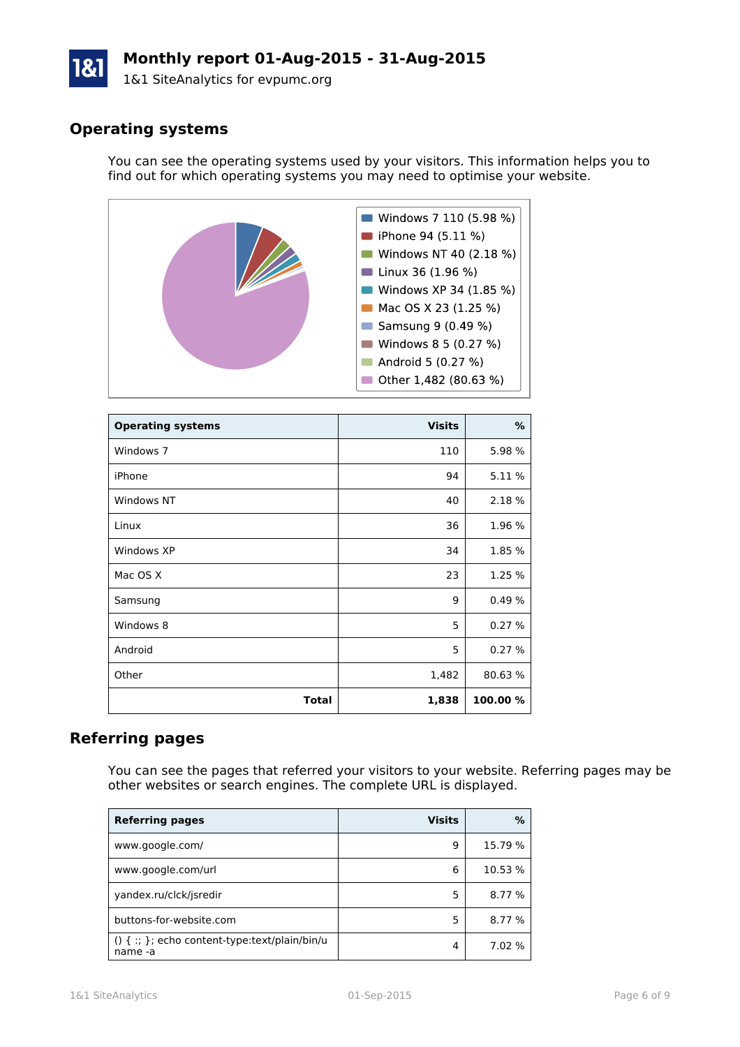# Monthly report 01-Aug-2015 - 31-Aug-2015

1&1 SiteAnalytics for evpumc.org

## Operating systems

You can see the operating systems used by your visitors. This information helps you to find out for which operating systems you may need to optimise your website.

- Windows 7 110 (5.98 %)
- iPhone 94 (5.11 %)
- Windows NT 40 (2.18 %)
- Linux 36 (1.96 %)
- Windows XP 34 (1.85 %)
- Mac OS X 23 (1.25 %)
- Samsung 9 (0.49 %)
- Windows 8 5 (0.27 %)
- Android 5 (0.27 %)
- Other 1,482 (80.63 %)

| Operating systems | Visits | % |
|---|---:|---:|
| Windows 7 | 110 | 5.98 % |
| iPhone | 94 | 5.11 % |
| Windows NT | 40 | 2.18 % |
| Linux | 36 | 1.96 % |
| Windows XP | 34 | 1.85 % |
| Mac OS X | 23 | 1.25 % |
| Samsung | 9 | 0.49 % |
| Windows 8 | 5 | 0.27 % |
| Android | 5 | 0.27 % |
| Other | 1,482 | 80.63 % |
| **Total** | **1,838** | **100.00 %** |

## Referring pages

You can see the pages that referred your visitors to your website. Referring pages may be other websites or search engines. The complete URL is displayed.

| Referring pages | Visits | % |
|---|---:|---:|
| www.google.com/ | 9 | 15.79 % |
| www.google.com/url | 6 | 10.53 % |
| yandex.ru/clck/jsredir | 5 | 8.77 % |
| buttons-for-website.com | 5 | 8.77 % |
| () { :; }; echo content-type:text/plain/bin/uname -a | 4 | 7.02 % |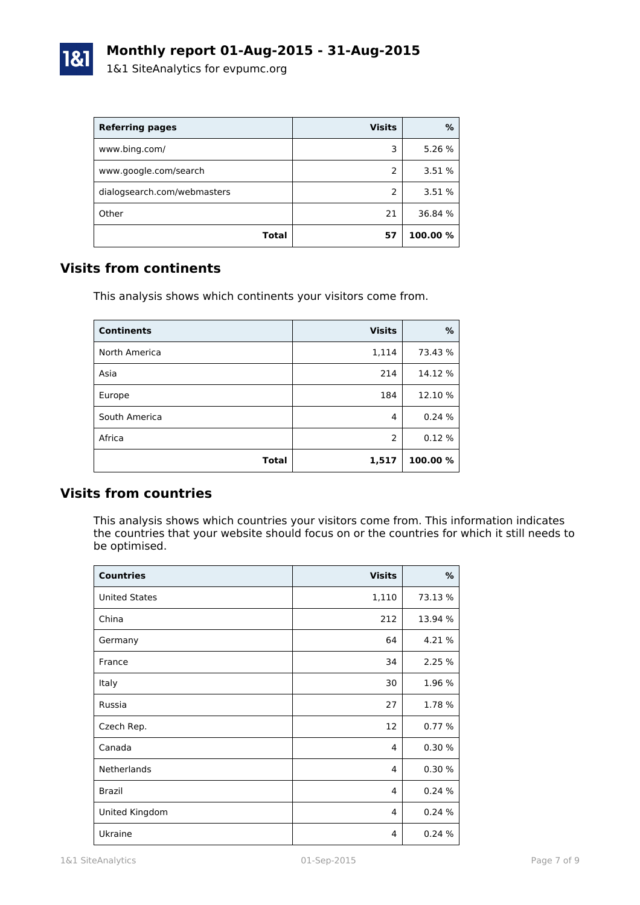# Monthly report 01-Aug-2015 - 31-Aug-2015

1&1 SiteAnalytics for evpumc.org

| Referring pages | Visits | % |
|---|---:|---:|
| www.bing.com/ | 3 | 5.26 % |
| www.google.com/search | 2 | 3.51 % |
| dialogsearch.com/webmasters | 2 | 3.51 % |
| Other | 21 | 36.84 % |
| **Total** | **57** | **100.00 %** |

## Visits from continents

This analysis shows which continents your visitors come from.

| Continents | Visits | % |
|---|---:|---:|
| North America | 1,114 | 73.43 % |
| Asia | 214 | 14.12 % |
| Europe | 184 | 12.10 % |
| South America | 4 | 0.24 % |
| Africa | 2 | 0.12 % |
| **Total** | **1,517** | **100.00 %** |

## Visits from countries

This analysis shows which countries your visitors come from. This information indicates the countries that your website should focus on or the countries for which it still needs to be optimised.

| Countries | Visits | % |
|---|---:|---:|
| United States | 1,110 | 73.13 % |
| China | 212 | 13.94 % |
| Germany | 64 | 4.21 % |
| France | 34 | 2.25 % |
| Italy | 30 | 1.96 % |
| Russia | 27 | 1.78 % |
| Czech Rep. | 12 | 0.77 % |
| Canada | 4 | 0.30 % |
| Netherlands | 4 | 0.30 % |
| Brazil | 4 | 0.24 % |
| United Kingdom | 4 | 0.24 % |
| Ukraine | 4 | 0.24 % |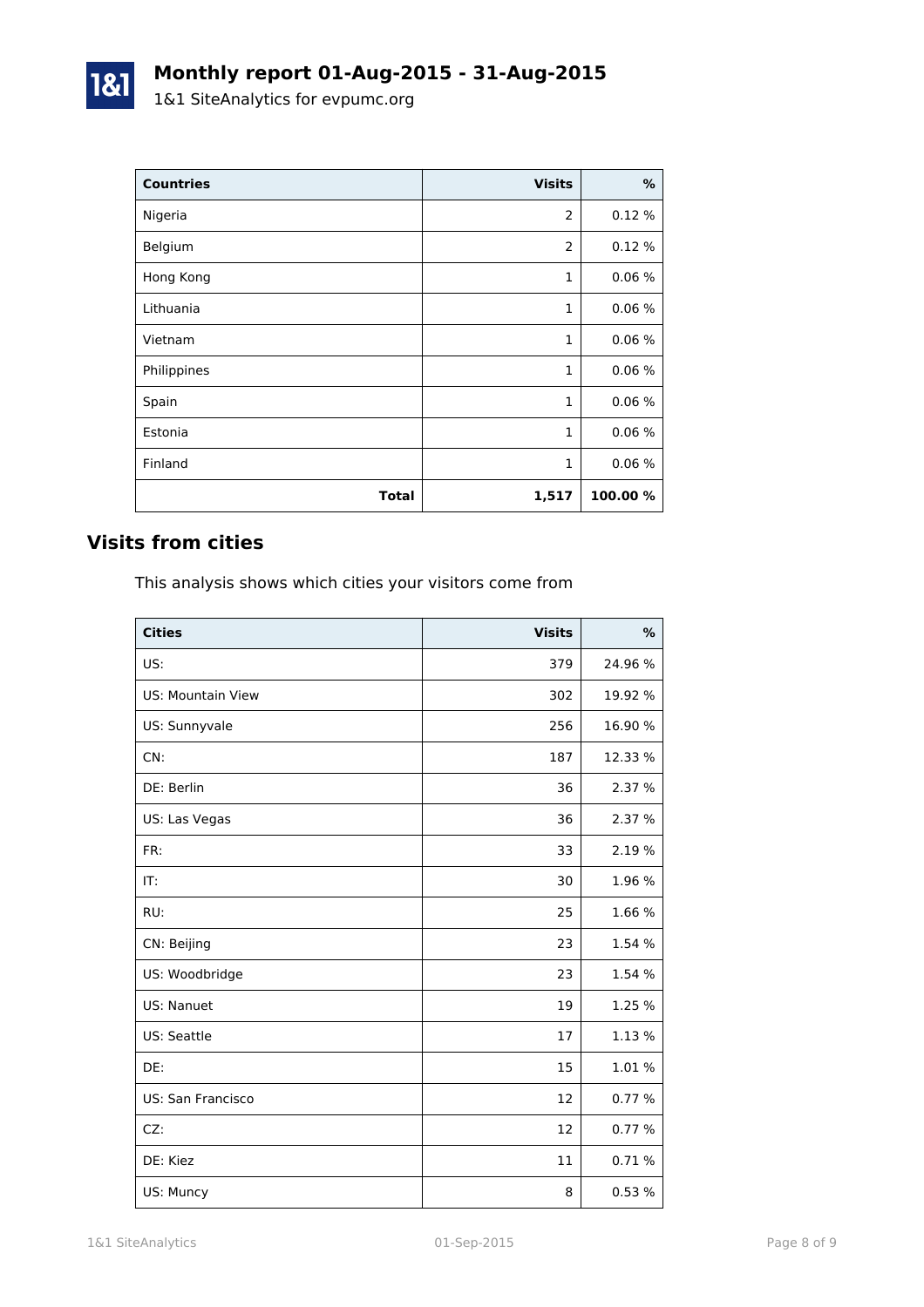# Monthly report 01-Aug-2015 - 31-Aug-2015

1&1 SiteAnalytics for evpumc.org

| Countries | Visits | % |
|---|---|---|
| Nigeria | 2 | 0.12 % |
| Belgium | 2 | 0.12 % |
| Hong Kong | 1 | 0.06 % |
| Lithuania | 1 | 0.06 % |
| Vietnam | 1 | 0.06 % |
| Philippines | 1 | 0.06 % |
| Spain | 1 | 0.06 % |
| Estonia | 1 | 0.06 % |
| Finland | 1 | 0.06 % |
| **Total** | **1,517** | **100.00 %** |

## Visits from cities

This analysis shows which cities your visitors come from

| Cities | Visits | % |
|---|---|---|
| US: | 379 | 24.96 % |
| US: Mountain View | 302 | 19.92 % |
| US: Sunnyvale | 256 | 16.90 % |
| CN: | 187 | 12.33 % |
| DE: Berlin | 36 | 2.37 % |
| US: Las Vegas | 36 | 2.37 % |
| FR: | 33 | 2.19 % |
| IT: | 30 | 1.96 % |
| RU: | 25 | 1.66 % |
| CN: Beijing | 23 | 1.54 % |
| US: Woodbridge | 23 | 1.54 % |
| US: Nanuet | 19 | 1.25 % |
| US: Seattle | 17 | 1.13 % |
| DE: | 15 | 1.01 % |
| US: San Francisco | 12 | 0.77 % |
| CZ: | 12 | 0.77 % |
| DE: Kiez | 11 | 0.71 % |
| US: Muncy | 8 | 0.53 % |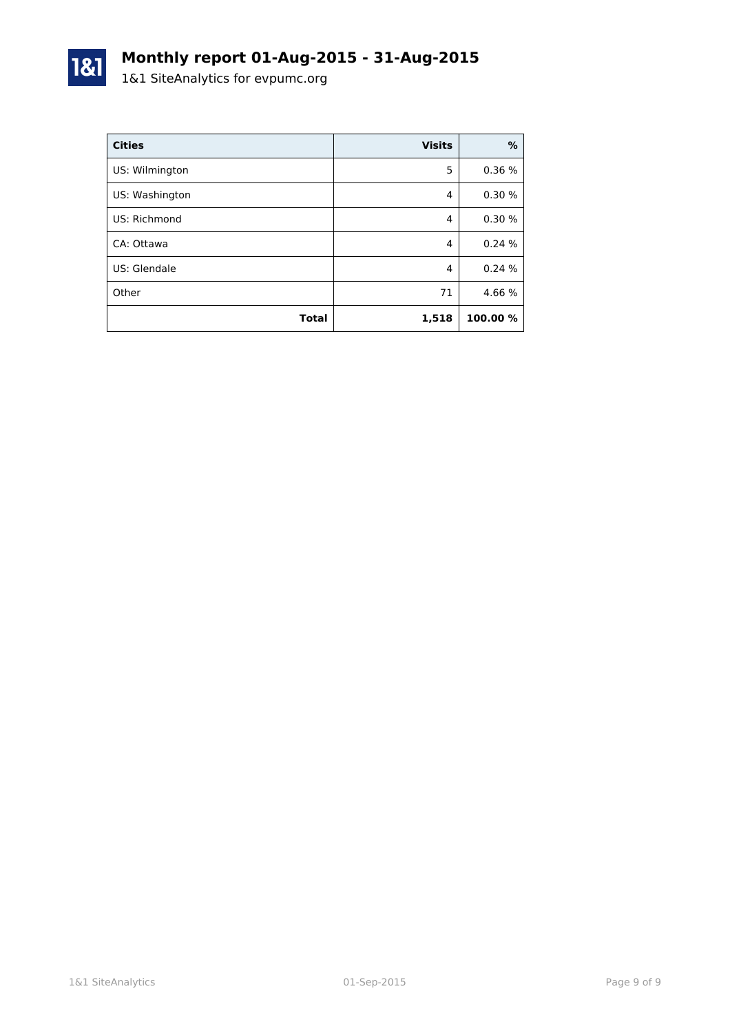# Monthly report 01-Aug-2015 - 31-Aug-2015

1&1 SiteAnalytics for evpumc.org

| Cities | Visits | % |
| --- | --- | --- |
| US: Wilmington | 5 | 0.36 % |
| US: Washington | 4 | 0.30 % |
| US: Richmond | 4 | 0.30 % |
| CA: Ottawa | 4 | 0.24 % |
| US: Glendale | 4 | 0.24 % |
| Other | 71 | 4.66 % |
| **Total** | **1,518** | **100.00 %** |